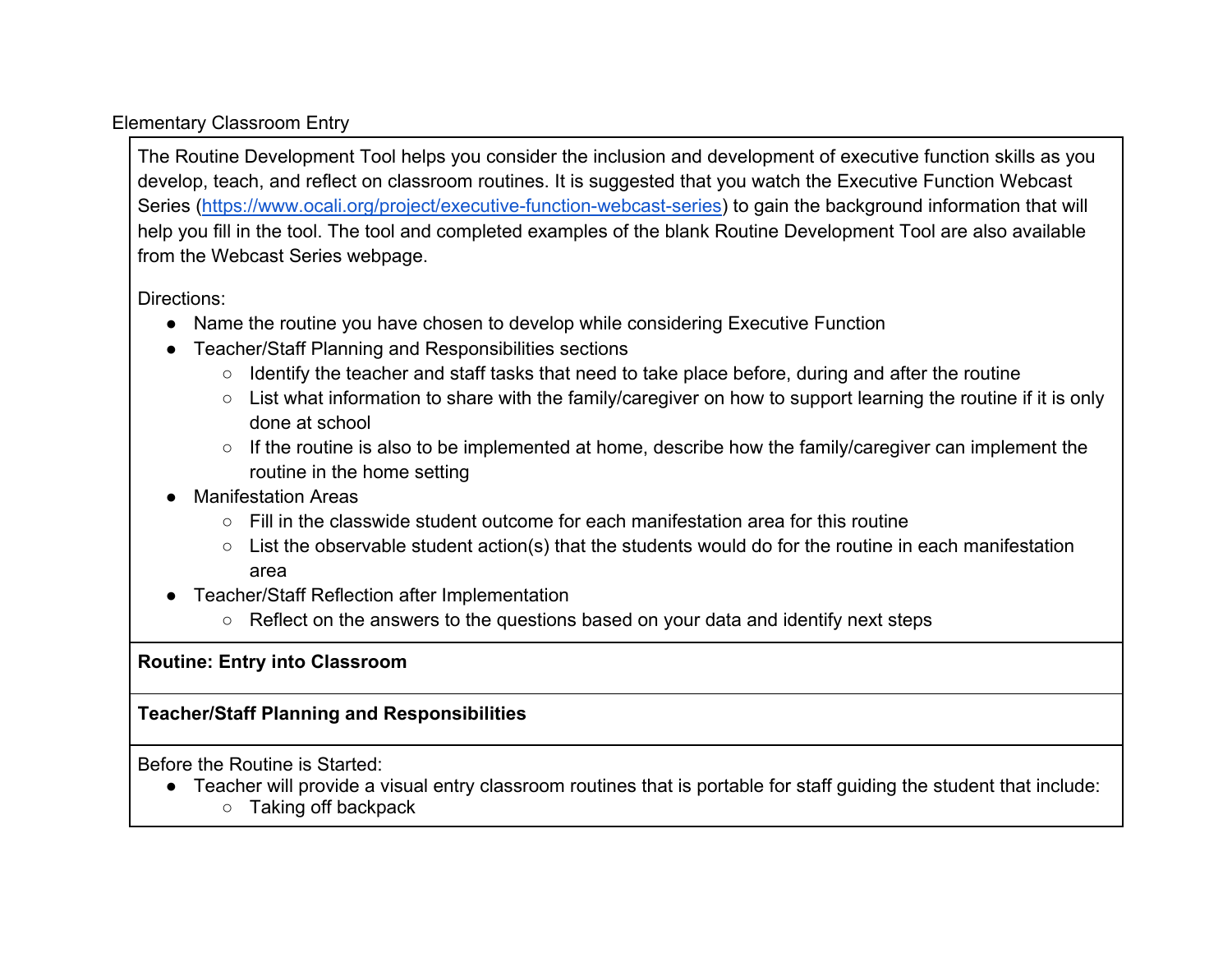Elementary Classroom Entry

The Routine Development Tool helps you consider the inclusion and development of executive function skills as you develop, teach, and reflect on classroom routines. It is suggested that you watch the Executive Function Webcast Series ([https://www.ocali.org/project/executive-function-webcast-series](https://www.ocali.org/project/executive-function-webcast-series)) to gain the background information that will help you fill in the tool. The tool and completed examples of the blank Routine Development Tool are also available from the Webcast Series webpage.

Directions:

- Name the routine you have chosen to develop while considering Executive Function
- Teacher/Staff Planning and Responsibilities sections
  - Identify the teacher and staff tasks that need to take place before, during and after the routine
  - List what information to share with the family/caregiver on how to support learning the routine if it is only done at school
  - If the routine is also to be implemented at home, describe how the family/caregiver can implement the routine in the home setting
- Manifestation Areas
  - Fill in the classwide student outcome for each manifestation area for this routine
  - List the observable student action(s) that the students would do for the routine in each manifestation area
- Teacher/Staff Reflection after Implementation
  - Reflect on the answers to the questions based on your data and identify next steps

**Routine: Entry into Classroom**

**Teacher/Staff Planning and Responsibilities**

Before the Routine is Started:

- Teacher will provide a visual entry classroom routines that is portable for staff guiding the student that include:
  - Taking off backpack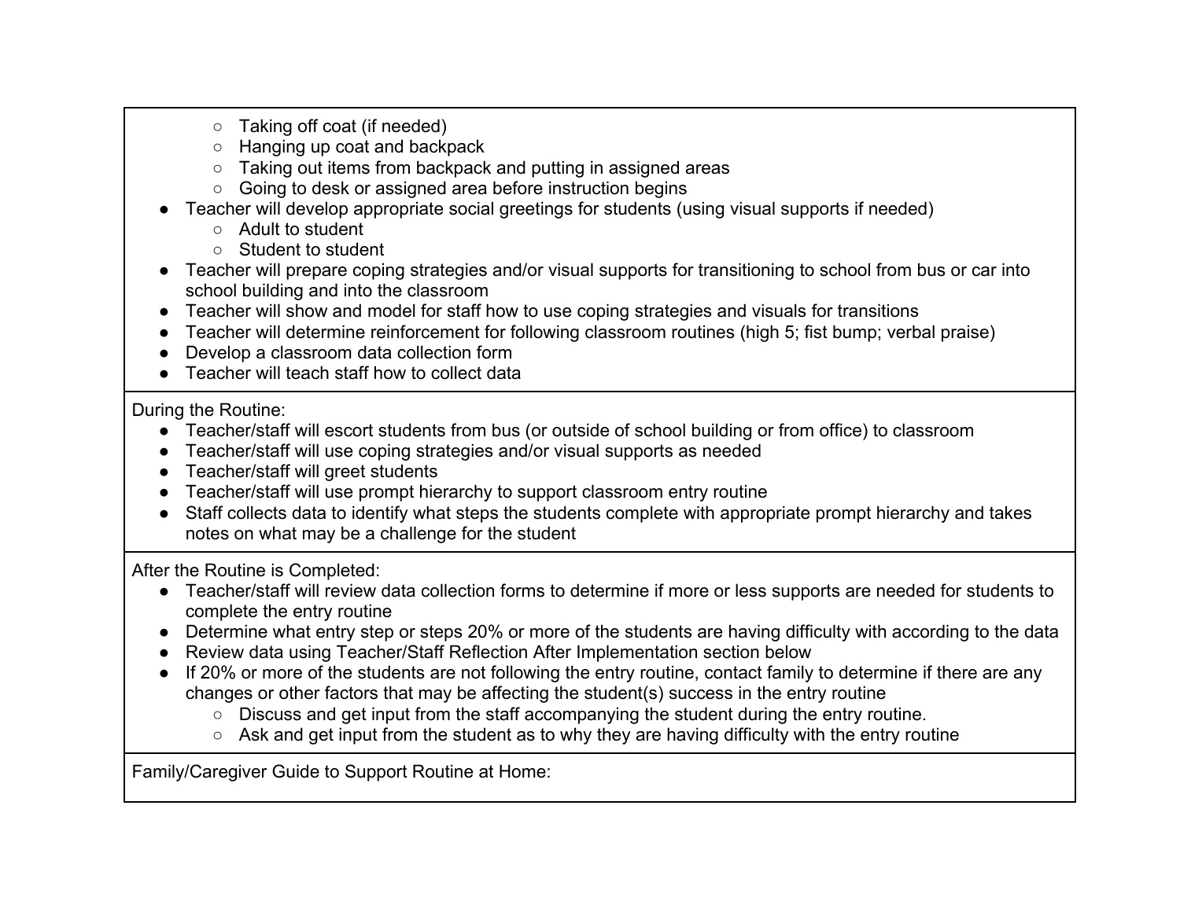- Taking off coat (if needed)
  - Hanging up coat and backpack
  - Taking out items from backpack and putting in assigned areas
  - Going to desk or assigned area before instruction begins
- Teacher will develop appropriate social greetings for students (using visual supports if needed)
  - Adult to student
  - Student to student
- Teacher will prepare coping strategies and/or visual supports for transitioning to school from bus or car into school building and into the classroom
- Teacher will show and model for staff how to use coping strategies and visuals for transitions
- Teacher will determine reinforcement for following classroom routines (high 5; fist bump; verbal praise)
- Develop a classroom data collection form
- Teacher will teach staff how to collect data

During the Routine:

- Teacher/staff will escort students from bus (or outside of school building or from office) to classroom
- Teacher/staff will use coping strategies and/or visual supports as needed
- Teacher/staff will greet students
- Teacher/staff will use prompt hierarchy to support classroom entry routine
- Staff collects data to identify what steps the students complete with appropriate prompt hierarchy and takes notes on what may be a challenge for the student

After the Routine is Completed:

- Teacher/staff will review data collection forms to determine if more or less supports are needed for students to complete the entry routine
- Determine what entry step or steps 20% or more of the students are having difficulty with according to the data
- Review data using Teacher/Staff Reflection After Implementation section below
- If 20% or more of the students are not following the entry routine, contact family to determine if there are any changes or other factors that may be affecting the student(s) success in the entry routine
  - Discuss and get input from the staff accompanying the student during the entry routine.
  - Ask and get input from the student as to why they are having difficulty with the entry routine

Family/Caregiver Guide to Support Routine at Home: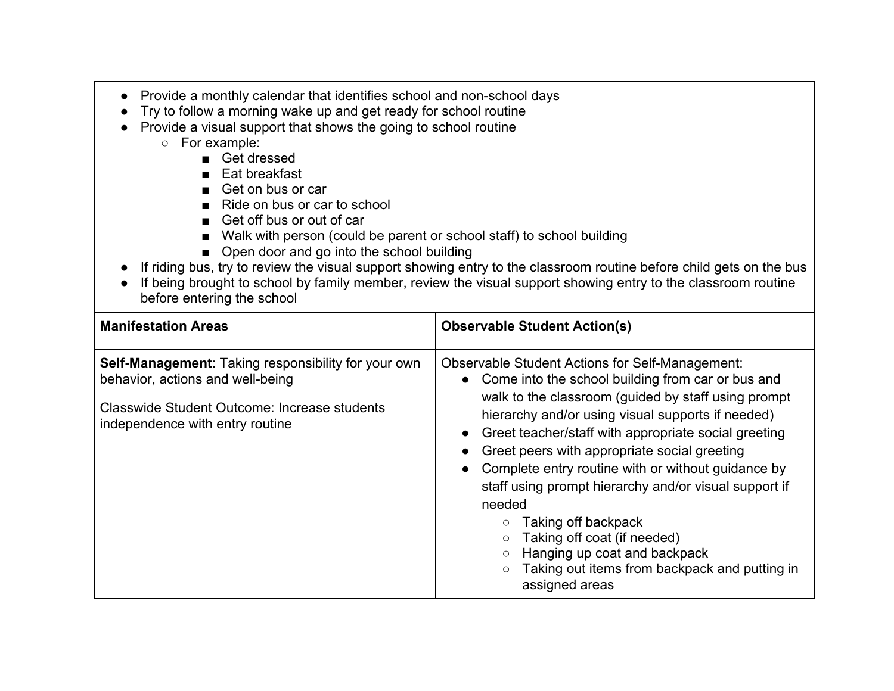- Provide a monthly calendar that identifies school and non-school days
- Try to follow a morning wake up and get ready for school routine
- Provide a visual support that shows the going to school routine
  - For example:
    - Get dressed
    - Eat breakfast
    - Get on bus or car
    - Ride on bus or car to school
    - Get off bus or out of car
    - Walk with person (could be parent or school staff) to school building
    - Open door and go into the school building
- If riding bus, try to review the visual support showing entry to the classroom routine before child gets on the bus
- If being brought to school by family member, review the visual support showing entry to the classroom routine before entering the school

| Manifestation Areas | Observable Student Action(s) |
|---|---|
| **Self-Management**: Taking responsibility for your own behavior, actions and well-being<br><br>Classwide Student Outcome: Increase students independence with entry routine | Observable Student Actions for Self-Management:<br>• Come into the school building from car or bus and walk to the classroom (guided by staff using prompt hierarchy and/or using visual supports if needed)<br>• Greet teacher/staff with appropriate social greeting<br>• Greet peers with appropriate social greeting<br>• Complete entry routine with or without guidance by staff using prompt hierarchy and/or visual support if needed<br>&nbsp;&nbsp;&nbsp;&nbsp;○ Taking off backpack<br>&nbsp;&nbsp;&nbsp;&nbsp;○ Taking off coat (if needed)<br>&nbsp;&nbsp;&nbsp;&nbsp;○ Hanging up coat and backpack<br>&nbsp;&nbsp;&nbsp;&nbsp;○ Taking out items from backpack and putting in assigned areas |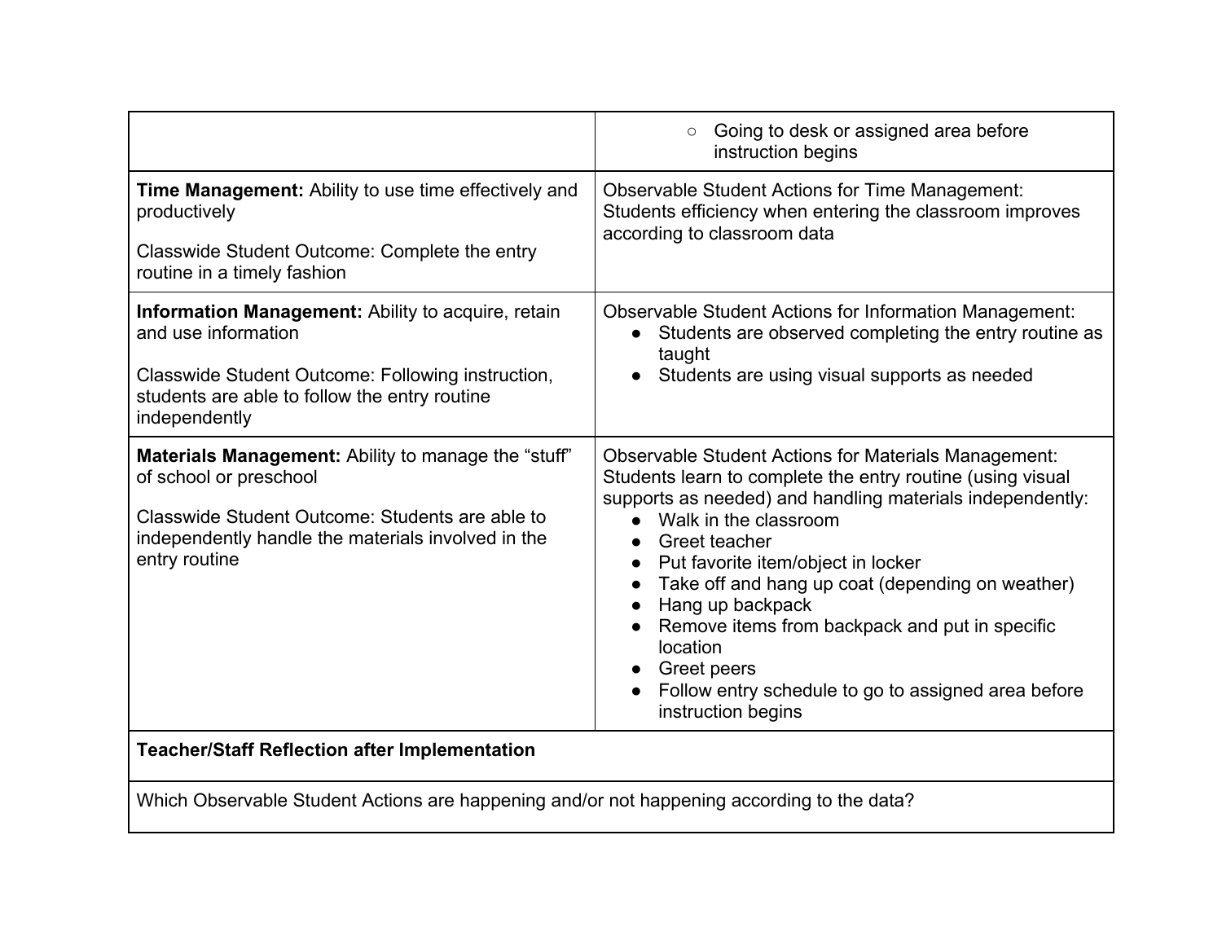| | |
|---|---|
| | ○ Going to desk or assigned area before instruction begins |
| **Time Management:** Ability to use time effectively and productively<br><br>Classwide Student Outcome: Complete the entry routine in a timely fashion | Observable Student Actions for Time Management: Students efficiency when entering the classroom improves according to classroom data |
| **Information Management:** Ability to acquire, retain and use information<br><br>Classwide Student Outcome: Following instruction, students are able to follow the entry routine independently | Observable Student Actions for Information Management:<br>● Students are observed completing the entry routine as taught<br>● Students are using visual supports as needed |
| **Materials Management:** Ability to manage the "stuff" of school or preschool<br><br>Classwide Student Outcome: Students are able to independently handle the materials involved in the entry routine | Observable Student Actions for Materials Management: Students learn to complete the entry routine (using visual supports as needed) and handling materials independently:<br>● Walk in the classroom<br>● Greet teacher<br>● Put favorite item/object in locker<br>● Take off and hang up coat (depending on weather)<br>● Hang up backpack<br>● Remove items from backpack and put in specific location<br>● Greet peers<br>● Follow entry schedule to go to assigned area before instruction begins |
| **Teacher/Staff Reflection after Implementation** | |
| Which Observable Student Actions are happening and/or not happening according to the data? | |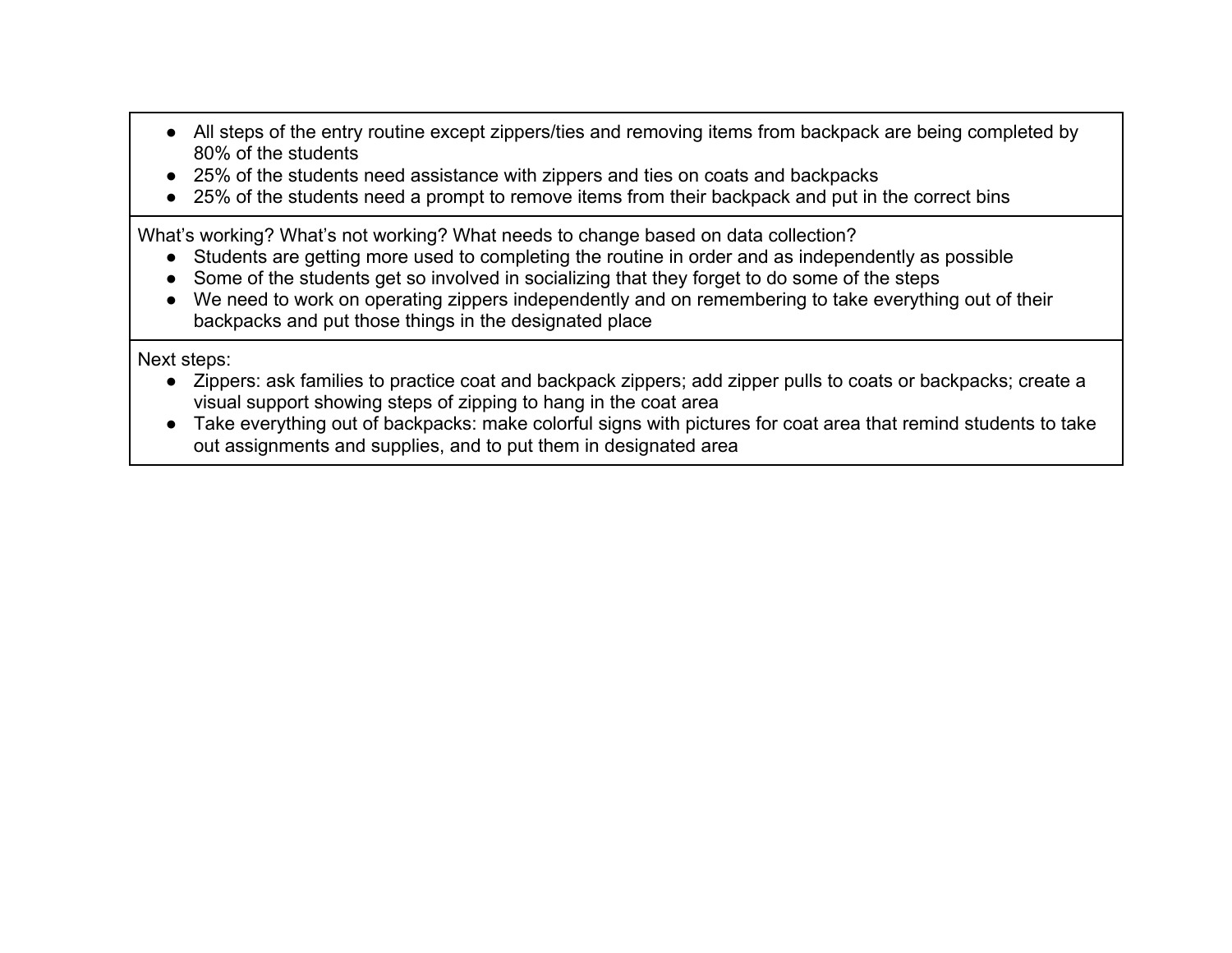- All steps of the entry routine except zippers/ties and removing items from backpack are being completed by 80% of the students
- 25% of the students need assistance with zippers and ties on coats and backpacks
- 25% of the students need a prompt to remove items from their backpack and put in the correct bins

What's working? What's not working? What needs to change based on data collection?

- Students are getting more used to completing the routine in order and as independently as possible
- Some of the students get so involved in socializing that they forget to do some of the steps
- We need to work on operating zippers independently and on remembering to take everything out of their backpacks and put those things in the designated place

Next steps:

- Zippers: ask families to practice coat and backpack zippers; add zipper pulls to coats or backpacks; create a visual support showing steps of zipping to hang in the coat area
- Take everything out of backpacks: make colorful signs with pictures for coat area that remind students to take out assignments and supplies, and to put them in designated area